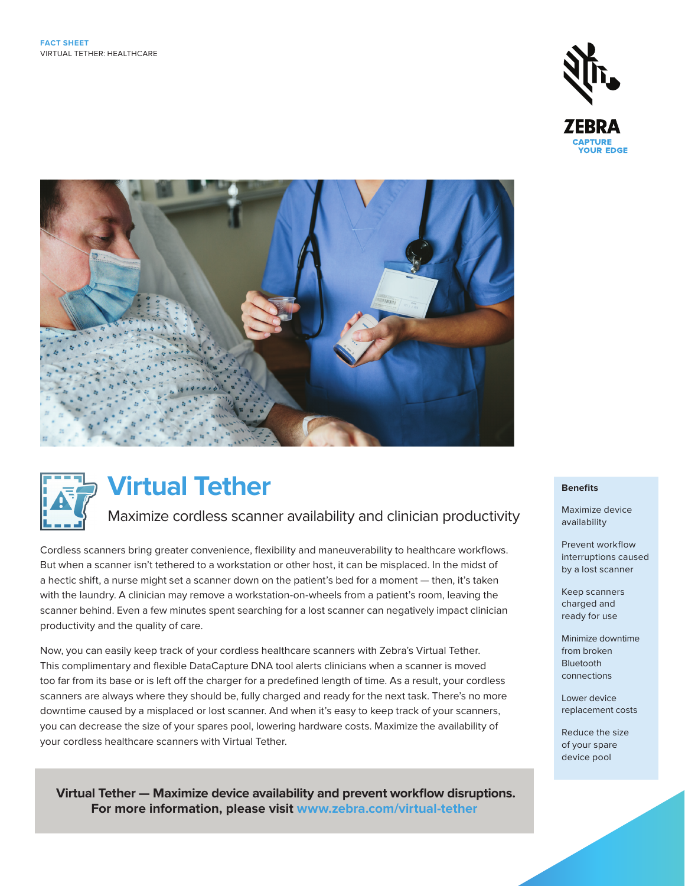**FACT SHEET**
VIRTUAL TETHER: HEALTHCARE

ZEBRA
CAPTURE YOUR EDGE

# Virtual Tether

## Maximize cordless scanner availability and clinician productivity

Cordless scanners bring greater convenience, flexibility and maneuverability to healthcare workflows. But when a scanner isn't tethered to a workstation or other host, it can be misplaced. In the midst of a hectic shift, a nurse might set a scanner down on the patient's bed for a moment — then, it's taken with the laundry. A clinician may remove a workstation-on-wheels from a patient's room, leaving the scanner behind. Even a few minutes spent searching for a lost scanner can negatively impact clinician productivity and the quality of care.

Now, you can easily keep track of your cordless healthcare scanners with Zebra's Virtual Tether. This complimentary and flexible DataCapture DNA tool alerts clinicians when a scanner is moved too far from its base or is left off the charger for a predefined length of time. As a result, your cordless scanners are always where they should be, fully charged and ready for the next task. There's no more downtime caused by a misplaced or lost scanner. And when it's easy to keep track of your scanners, you can decrease the size of your spares pool, lowering hardware costs. Maximize the availability of your cordless healthcare scanners with Virtual Tether.

**Virtual Tether — Maximize device availability and prevent workflow disruptions. For more information, please visit www.zebra.com/virtual-tether**

### Benefits

- Maximize device availability
- Prevent workflow interruptions caused by a lost scanner
- Keep scanners charged and ready for use
- Minimize downtime from broken Bluetooth connections
- Lower device replacement costs
- Reduce the size of your spare device pool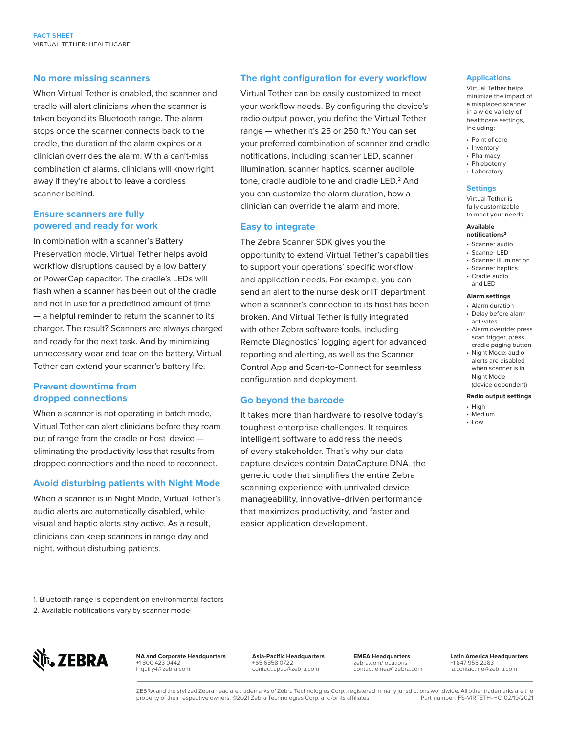## No more missing scanners

When Virtual Tether is enabled, the scanner and cradle will alert clinicians when the scanner is taken beyond its Bluetooth range. The alarm stops once the scanner connects back to the cradle, the duration of the alarm expires or a clinician overrides the alarm. With a can't-miss combination of alarms, clinicians will know right away if they're about to leave a cordless scanner behind.

## Ensure scanners are fully powered and ready for work

In combination with a scanner's Battery Preservation mode, Virtual Tether helps avoid workflow disruptions caused by a low battery or PowerCap capacitor. The cradle's LEDs will flash when a scanner has been out of the cradle and not in use for a predefined amount of time — a helpful reminder to return the scanner to its charger. The result? Scanners are always charged and ready for the next task. And by minimizing unnecessary wear and tear on the battery, Virtual Tether can extend your scanner's battery life.

## Prevent downtime from dropped connections

When a scanner is not operating in batch mode, Virtual Tether can alert clinicians before they roam out of range from the cradle or host device — eliminating the productivity loss that results from dropped connections and the need to reconnect.

## Avoid disturbing patients with Night Mode

When a scanner is in Night Mode, Virtual Tether's audio alerts are automatically disabled, while visual and haptic alerts stay active. As a result, clinicians can keep scanners in range day and night, without disturbing patients.

## The right configuration for every workflow

Virtual Tether can be easily customized to meet your workflow needs. By configuring the device's radio output power, you define the Virtual Tether range — whether it's 25 or 250 ft.[1] You can set your preferred combination of scanner and cradle notifications, including: scanner LED, scanner illumination, scanner haptics, scanner audible tone, cradle audible tone and cradle LED.[2] And you can customize the alarm duration, how a clinician can override the alarm and more.

## Easy to integrate

The Zebra Scanner SDK gives you the opportunity to extend Virtual Tether's capabilities to support your operations' specific workflow and application needs. For example, you can send an alert to the nurse desk or IT department when a scanner's connection to its host has been broken. And Virtual Tether is fully integrated with other Zebra software tools, including Remote Diagnostics' logging agent for advanced reporting and alerting, as well as the Scanner Control App and Scan-to-Connect for seamless configuration and deployment.

## Go beyond the barcode

It takes more than hardware to resolve today's toughest enterprise challenges. It requires intelligent software to address the needs of every stakeholder. That's why our data capture devices contain DataCapture DNA, the genetic code that simplifies the entire Zebra scanning experience with unrivaled device manageability, innovative-driven performance that maximizes productivity, and faster and easier application development.

## Applications

Virtual Tether helps minimize the impact of a misplaced scanner in a wide variety of healthcare settings, including:

- Point of care
- Inventory
- Pharmacy
- Phlebotomy
- Laboratory

## Settings

Virtual Tether is fully customizable to meet your needs.

**Available notifications[2]**

- Scanner audio
- Scanner LED
- Scanner illumination
- Scanner haptics
- Cradle audio and LED

**Alarm settings**

- Alarm duration
- Delay before alarm activates
- Alarm override: press scan trigger, press cradle paging button
- Night Mode: audio alerts are disabled when scanner is in Night Mode (device dependent)

**Radio output settings**

- High
- Medium
- Low

1. Bluetooth range is dependent on environmental factors
2. Available notifications vary by scanner model

**NA and Corporate Headquarters**
+1 800 423 0442
inquiry4@zebra.com

**Asia-Pacific Headquarters**
+65 6858 0722
contact.apac@zebra.com

**EMEA Headquarters**
zebra.com/locations
contact.emea@zebra.com

**Latin America Headquarters**
+1 847 955 2283
la.contactme@zebra.com

ZEBRA and the stylized Zebra head are trademarks of Zebra Technologies Corp., registered in many jurisdictions worldwide. All other trademarks are the property of their respective owners. ©2021 Zebra Technologies Corp. and/or its affiliates. Part number: FS-VIRTETH-HC 02/19/2021